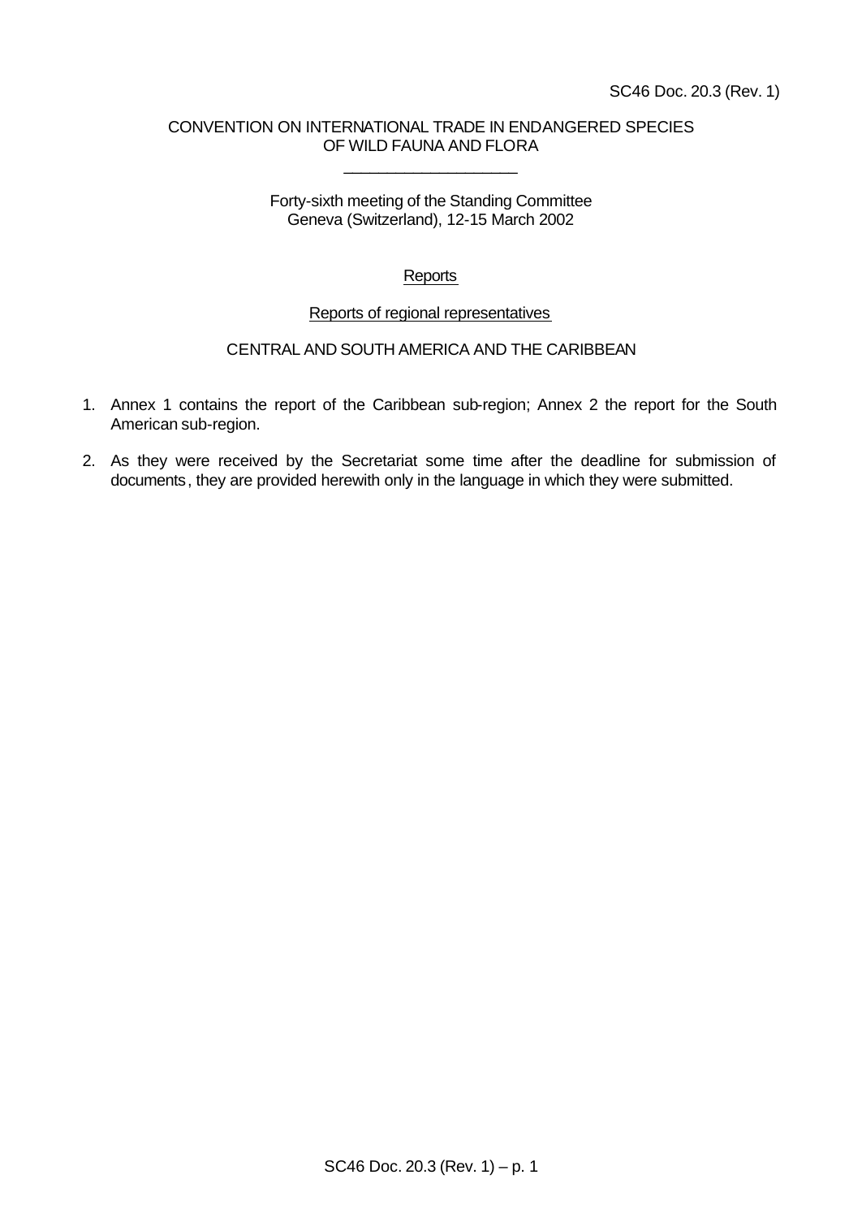SC46 Doc. 20.3 (Rev. 1)

CONVENTION ON INTERNATIONAL TRADE IN ENDANGERED SPECIES
OF WILD FAUNA AND FLORA

---

Forty-sixth meeting of the Standing Committee
Geneva (Switzerland), 12-15 March 2002

Reports

Reports of regional representatives

CENTRAL AND SOUTH AMERICA AND THE CARIBBEAN

1. Annex 1 contains the report of the Caribbean sub-region; Annex 2 the report for the South American sub-region.
2. As they were received by the Secretariat some time after the deadline for submission of documents, they are provided herewith only in the language in which they were submitted.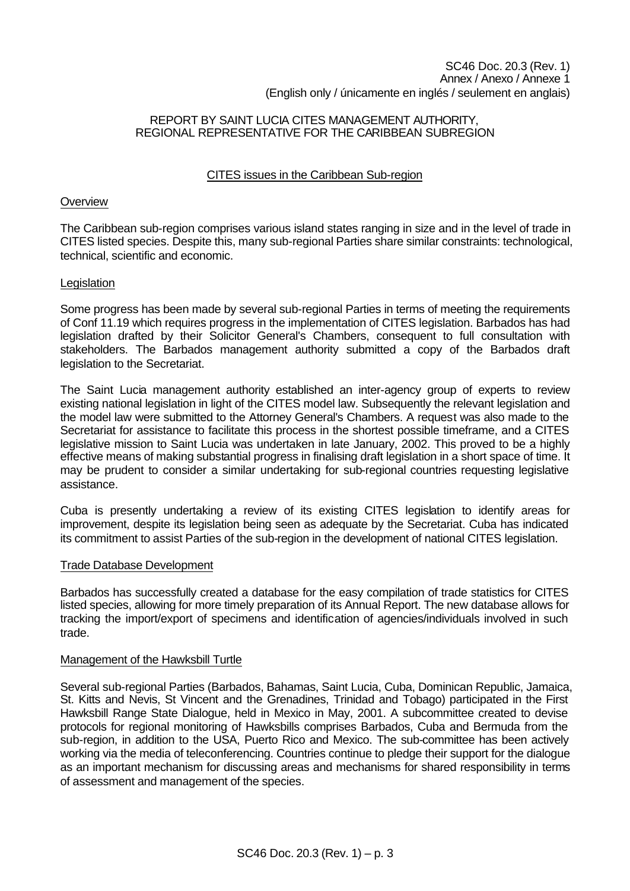SC46 Doc. 20.3 (Rev. 1)
Annex / Anexo / Annexe 1
(English only / únicamente en inglés / seulement en anglais)

REPORT BY SAINT LUCIA CITES MANAGEMENT AUTHORITY,
REGIONAL REPRESENTATIVE FOR THE CARIBBEAN SUBREGION

## CITES issues in the Caribbean Sub-region

### Overview

The Caribbean sub-region comprises various island states ranging in size and in the level of trade in CITES listed species. Despite this, many sub-regional Parties share similar constraints: technological, technical, scientific and economic.

### Legislation

Some progress has been made by several sub-regional Parties in terms of meeting the requirements of Conf 11.19 which requires progress in the implementation of CITES legislation. Barbados has had legislation drafted by their Solicitor General's Chambers, consequent to full consultation with stakeholders. The Barbados management authority submitted a copy of the Barbados draft legislation to the Secretariat.

The Saint Lucia management authority established an inter-agency group of experts to review existing national legislation in light of the CITES model law. Subsequently the relevant legislation and the model law were submitted to the Attorney General's Chambers. A request was also made to the Secretariat for assistance to facilitate this process in the shortest possible timeframe, and a CITES legislative mission to Saint Lucia was undertaken in late January, 2002. This proved to be a highly effective means of making substantial progress in finalising draft legislation in a short space of time. It may be prudent to consider a similar undertaking for sub-regional countries requesting legislative assistance.

Cuba is presently undertaking a review of its existing CITES legislation to identify areas for improvement, despite its legislation being seen as adequate by the Secretariat. Cuba has indicated its commitment to assist Parties of the sub-region in the development of national CITES legislation.

### Trade Database Development

Barbados has successfully created a database for the easy compilation of trade statistics for CITES listed species, allowing for more timely preparation of its Annual Report. The new database allows for tracking the import/export of specimens and identification of agencies/individuals involved in such trade.

### Management of the Hawksbill Turtle

Several sub-regional Parties (Barbados, Bahamas, Saint Lucia, Cuba, Dominican Republic, Jamaica, St. Kitts and Nevis, St Vincent and the Grenadines, Trinidad and Tobago) participated in the First Hawksbill Range State Dialogue, held in Mexico in May, 2001. A subcommittee created to devise protocols for regional monitoring of Hawksbills comprises Barbados, Cuba and Bermuda from the sub-region, in addition to the USA, Puerto Rico and Mexico. The sub-committee has been actively working via the media of teleconferencing. Countries continue to pledge their support for the dialogue as an important mechanism for discussing areas and mechanisms for shared responsibility in terms of assessment and management of the species.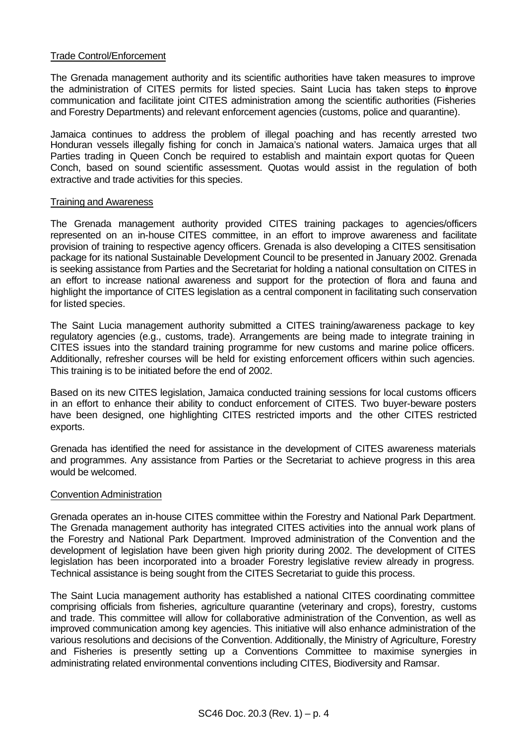Trade Control/Enforcement

The Grenada management authority and its scientific authorities have taken measures to improve the administration of CITES permits for listed species. Saint Lucia has taken steps to improve communication and facilitate joint CITES administration among the scientific authorities (Fisheries and Forestry Departments) and relevant enforcement agencies (customs, police and quarantine).

Jamaica continues to address the problem of illegal poaching and has recently arrested two Honduran vessels illegally fishing for conch in Jamaica's national waters. Jamaica urges that all Parties trading in Queen Conch be required to establish and maintain export quotas for Queen Conch, based on sound scientific assessment. Quotas would assist in the regulation of both extractive and trade activities for this species.

Training and Awareness

The Grenada management authority provided CITES training packages to agencies/officers represented on an in-house CITES committee, in an effort to improve awareness and facilitate provision of training to respective agency officers. Grenada is also developing a CITES sensitisation package for its national Sustainable Development Council to be presented in January 2002. Grenada is seeking assistance from Parties and the Secretariat for holding a national consultation on CITES in an effort to increase national awareness and support for the protection of flora and fauna and highlight the importance of CITES legislation as a central component in facilitating such conservation for listed species.

The Saint Lucia management authority submitted a CITES training/awareness package to key regulatory agencies (e.g., customs, trade). Arrangements are being made to integrate training in CITES issues into the standard training programme for new customs and marine police officers. Additionally, refresher courses will be held for existing enforcement officers within such agencies. This training is to be initiated before the end of 2002.

Based on its new CITES legislation, Jamaica conducted training sessions for local customs officers in an effort to enhance their ability to conduct enforcement of CITES. Two buyer-beware posters have been designed, one highlighting CITES restricted imports and the other CITES restricted exports.

Grenada has identified the need for assistance in the development of CITES awareness materials and programmes. Any assistance from Parties or the Secretariat to achieve progress in this area would be welcomed.

Convention Administration

Grenada operates an in-house CITES committee within the Forestry and National Park Department. The Grenada management authority has integrated CITES activities into the annual work plans of the Forestry and National Park Department. Improved administration of the Convention and the development of legislation have been given high priority during 2002. The development of CITES legislation has been incorporated into a broader Forestry legislative review already in progress. Technical assistance is being sought from the CITES Secretariat to guide this process.

The Saint Lucia management authority has established a national CITES coordinating committee comprising officials from fisheries, agriculture quarantine (veterinary and crops), forestry, customs and trade. This committee will allow for collaborative administration of the Convention, as well as improved communication among key agencies. This initiative will also enhance administration of the various resolutions and decisions of the Convention. Additionally, the Ministry of Agriculture, Forestry and Fisheries is presently setting up a Conventions Committee to maximise synergies in administrating related environmental conventions including CITES, Biodiversity and Ramsar.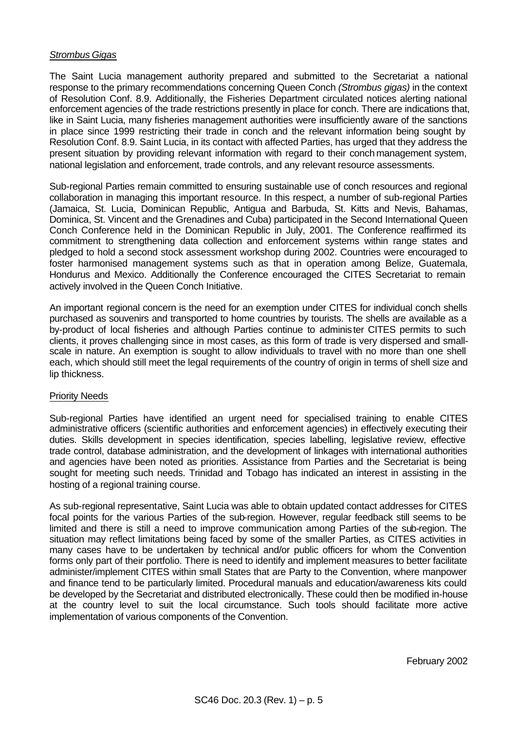*Strombus Gigas*

The Saint Lucia management authority prepared and submitted to the Secretariat a national response to the primary recommendations concerning Queen Conch *(Strombus gigas)* in the context of Resolution Conf. 8.9. Additionally, the Fisheries Department circulated notices alerting national enforcement agencies of the trade restrictions presently in place for conch. There are indications that, like in Saint Lucia, many fisheries management authorities were insufficiently aware of the sanctions in place since 1999 restricting their trade in conch and the relevant information being sought by Resolution Conf. 8.9. Saint Lucia, in its contact with affected Parties, has urged that they address the present situation by providing relevant information with regard to their conch management system, national legislation and enforcement, trade controls, and any relevant resource assessments.

Sub-regional Parties remain committed to ensuring sustainable use of conch resources and regional collaboration in managing this important resource. In this respect, a number of sub-regional Parties (Jamaica, St. Lucia, Dominican Republic, Antigua and Barbuda, St. Kitts and Nevis, Bahamas, Dominica, St. Vincent and the Grenadines and Cuba) participated in the Second International Queen Conch Conference held in the Dominican Republic in July, 2001. The Conference reaffirmed its commitment to strengthening data collection and enforcement systems within range states and pledged to hold a second stock assessment workshop during 2002. Countries were encouraged to foster harmonised management systems such as that in operation among Belize, Guatemala, Honduras and Mexico. Additionally the Conference encouraged the CITES Secretariat to remain actively involved in the Queen Conch Initiative.

An important regional concern is the need for an exemption under CITES for individual conch shells purchased as souvenirs and transported to home countries by tourists. The shells are available as a by-product of local fisheries and although Parties continue to administer CITES permits to such clients, it proves challenging since in most cases, as this form of trade is very dispersed and small-scale in nature. An exemption is sought to allow individuals to travel with no more than one shell each, which should still meet the legal requirements of the country of origin in terms of shell size and lip thickness.

Priority Needs

Sub-regional Parties have identified an urgent need for specialised training to enable CITES administrative officers (scientific authorities and enforcement agencies) in effectively executing their duties. Skills development in species identification, species labelling, legislative review, effective trade control, database administration, and the development of linkages with international authorities and agencies have been noted as priorities. Assistance from Parties and the Secretariat is being sought for meeting such needs. Trinidad and Tobago has indicated an interest in assisting in the hosting of a regional training course.

As sub-regional representative, Saint Lucia was able to obtain updated contact addresses for CITES focal points for the various Parties of the sub-region. However, regular feedback still seems to be limited and there is still a need to improve communication among Parties of the sub-region. The situation may reflect limitations being faced by some of the smaller Parties, as CITES activities in many cases have to be undertaken by technical and/or public officers for whom the Convention forms only part of their portfolio. There is need to identify and implement measures to better facilitate administer/implement CITES within small States that are Party to the Convention, where manpower and finance tend to be particularly limited. Procedural manuals and education/awareness kits could be developed by the Secretariat and distributed electronically. These could then be modified in-house at the country level to suit the local circumstance. Such tools should facilitate more active implementation of various components of the Convention.

February 2002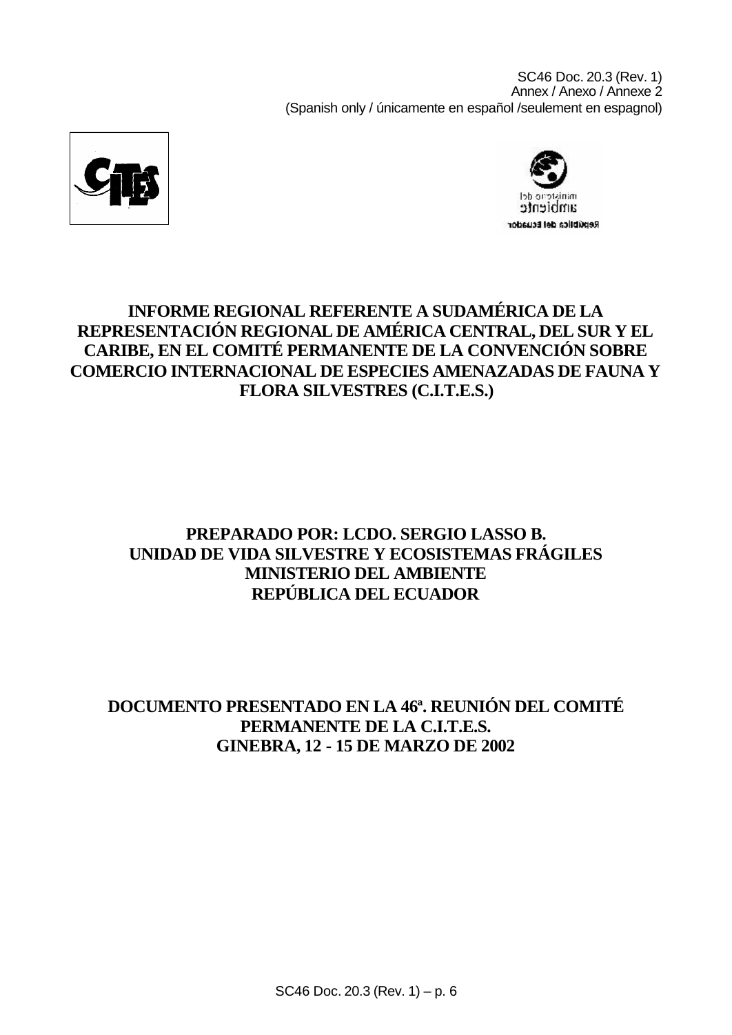SC46 Doc. 20.3 (Rev. 1)
Annex / Anexo / Annexe 2
(Spanish only / únicamente en español /seulement en espagnol)

# INFORME REGIONAL REFERENTE A SUDAMÉRICA DE LA REPRESENTACIÓN REGIONAL DE AMÉRICA CENTRAL, DEL SUR Y EL CARIBE, EN EL COMITÉ PERMANENTE DE LA CONVENCIÓN SOBRE COMERCIO INTERNACIONAL DE ESPECIES AMENAZADAS DE FAUNA Y FLORA SILVESTRES (C.I.T.E.S.)

**PREPARADO POR: LCDO. SERGIO LASSO B.**
**UNIDAD DE VIDA SILVESTRE Y ECOSISTEMAS FRÁGILES**
**MINISTERIO DEL AMBIENTE**
**REPÚBLICA DEL ECUADOR**

**DOCUMENTO PRESENTADO EN LA 46ª. REUNIÓN DEL COMITÉ PERMANENTE DE LA C.I.T.E.S.**
**GINEBRA, 12 - 15 DE MARZO DE 2002**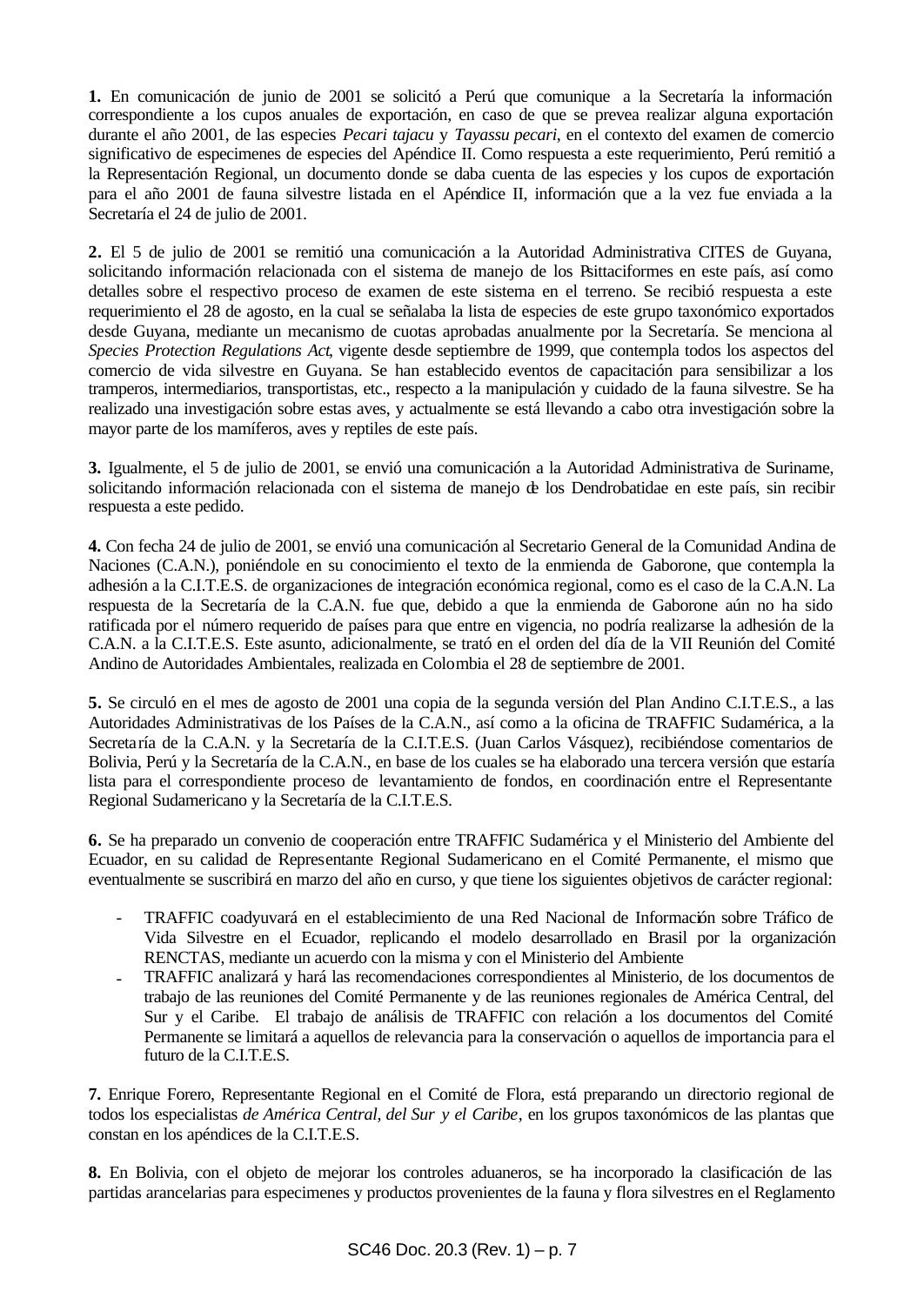**1.** En comunicación de junio de 2001 se solicitó a Perú que comunique a la Secretaría la información correspondiente a los cupos anuales de exportación, en caso de que se prevea realizar alguna exportación durante el año 2001, de las especies *Pecari tajacu* y *Tayassu pecari*, en el contexto del examen de comercio significativo de especimenes de especies del Apéndice II. Como respuesta a este requerimiento, Perú remitió a la Representación Regional, un documento donde se daba cuenta de las especies y los cupos de exportación para el año 2001 de fauna silvestre listada en el Apéndice II, información que a la vez fue enviada a la Secretaría el 24 de julio de 2001.

**2.** El 5 de julio de 2001 se remitió una comunicación a la Autoridad Administrativa CITES de Guyana, solicitando información relacionada con el sistema de manejo de los Psittaciformes en este país, así como detalles sobre el respectivo proceso de examen de este sistema en el terreno. Se recibió respuesta a este requerimiento el 28 de agosto, en la cual se señalaba la lista de especies de este grupo taxonómico exportados desde Guyana, mediante un mecanismo de cuotas aprobadas anualmente por la Secretaría. Se menciona al *Species Protection Regulations Act*, vigente desde septiembre de 1999, que contempla todos los aspectos del comercio de vida silvestre en Guyana. Se han establecido eventos de capacitación para sensibilizar a los tramperos, intermediarios, transportistas, etc., respecto a la manipulación y cuidado de la fauna silvestre. Se ha realizado una investigación sobre estas aves, y actualmente se está llevando a cabo otra investigación sobre la mayor parte de los mamíferos, aves y reptiles de este país.

**3.** Igualmente, el 5 de julio de 2001, se envió una comunicación a la Autoridad Administrativa de Suriname, solicitando información relacionada con el sistema de manejo de los Dendrobatidae en este país, sin recibir respuesta a este pedido.

**4.** Con fecha 24 de julio de 2001, se envió una comunicación al Secretario General de la Comunidad Andina de Naciones (C.A.N.), poniéndole en su conocimiento el texto de la enmienda de Gaborone, que contempla la adhesión a la C.I.T.E.S. de organizaciones de integración económica regional, como es el caso de la C.A.N. La respuesta de la Secretaría de la C.A.N. fue que, debido a que la enmienda de Gaborone aún no ha sido ratificada por el número requerido de países para que entre en vigencia, no podría realizarse la adhesión de la C.A.N. a la C.I.T.E.S. Este asunto, adicionalmente, se trató en el orden del día de la VII Reunión del Comité Andino de Autoridades Ambientales, realizada en Colombia el 28 de septiembre de 2001.

**5.** Se circuló en el mes de agosto de 2001 una copia de la segunda versión del Plan Andino C.I.T.E.S., a las Autoridades Administrativas de los Países de la C.A.N., así como a la oficina de TRAFFIC Sudamérica, a la Secretaría de la C.A.N. y la Secretaría de la C.I.T.E.S. (Juan Carlos Vásquez), recibiéndose comentarios de Bolivia, Perú y la Secretaría de la C.A.N., en base de los cuales se ha elaborado una tercera versión que estaría lista para el correspondiente proceso de levantamiento de fondos, en coordinación entre el Representante Regional Sudamericano y la Secretaría de la C.I.T.E.S.

**6.** Se ha preparado un convenio de cooperación entre TRAFFIC Sudamérica y el Ministerio del Ambiente del Ecuador, en su calidad de Representante Regional Sudamericano en el Comité Permanente, el mismo que eventualmente se suscribirá en marzo del año en curso, y que tiene los siguientes objetivos de carácter regional:

- TRAFFIC coadyuvará en el establecimiento de una Red Nacional de Información sobre Tráfico de Vida Silvestre en el Ecuador, replicando el modelo desarrollado en Brasil por la organización RENCTAS, mediante un acuerdo con la misma y con el Ministerio del Ambiente
- TRAFFIC analizará y hará las recomendaciones correspondientes al Ministerio, de los documentos de trabajo de las reuniones del Comité Permanente y de las reuniones regionales de América Central, del Sur y el Caribe. El trabajo de análisis de TRAFFIC con relación a los documentos del Comité Permanente se limitará a aquellos de relevancia para la conservación o aquellos de importancia para el futuro de la C.I.T.E.S.

**7.** Enrique Forero, Representante Regional en el Comité de Flora, está preparando un directorio regional de todos los especialistas *de América Central, del Sur y el Caribe*, en los grupos taxonómicos de las plantas que constan en los apéndices de la C.I.T.E.S.

**8.** En Bolivia, con el objeto de mejorar los controles aduaneros, se ha incorporado la clasificación de las partidas arancelarias para especimenes y productos provenientes de la fauna y flora silvestres en el Reglamento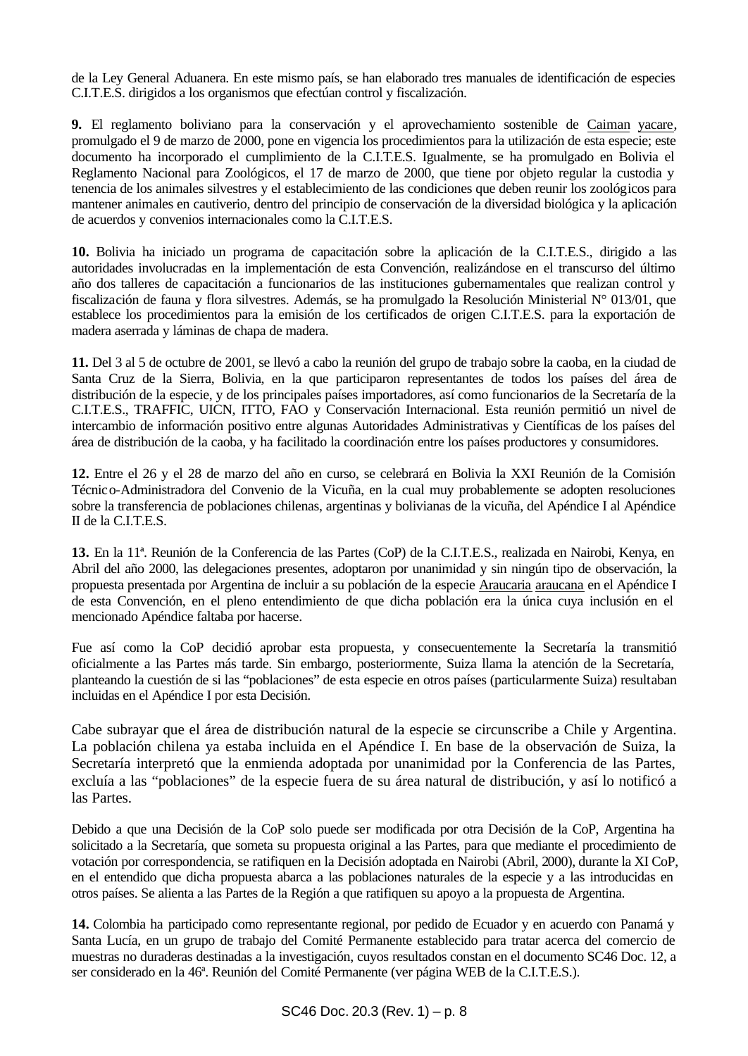de la Ley General Aduanera. En este mismo país, se han elaborado tres manuales de identificación de especies C.I.T.E.S. dirigidos a los organismos que efectúan control y fiscalización.

**9.** El reglamento boliviano para la conservación y el aprovechamiento sostenible de Caiman yacare, promulgado el 9 de marzo de 2000, pone en vigencia los procedimientos para la utilización de esta especie; este documento ha incorporado el cumplimiento de la C.I.T.E.S. Igualmente, se ha promulgado en Bolivia el Reglamento Nacional para Zoológicos, el 17 de marzo de 2000, que tiene por objeto regular la custodia y tenencia de los animales silvestres y el establecimiento de las condiciones que deben reunir los zoológicos para mantener animales en cautiverio, dentro del principio de conservación de la diversidad biológica y la aplicación de acuerdos y convenios internacionales como la C.I.T.E.S.

**10.** Bolivia ha iniciado un programa de capacitación sobre la aplicación de la C.I.T.E.S., dirigido a las autoridades involucradas en la implementación de esta Convención, realizándose en el transcurso del último año dos talleres de capacitación a funcionarios de las instituciones gubernamentales que realizan control y fiscalización de fauna y flora silvestres. Además, se ha promulgado la Resolución Ministerial N° 013/01, que establece los procedimientos para la emisión de los certificados de origen C.I.T.E.S. para la exportación de madera aserrada y láminas de chapa de madera.

**11.** Del 3 al 5 de octubre de 2001, se llevó a cabo la reunión del grupo de trabajo sobre la caoba, en la ciudad de Santa Cruz de la Sierra, Bolivia, en la que participaron representantes de todos los países del área de distribución de la especie, y de los principales países importadores, así como funcionarios de la Secretaría de la C.I.T.E.S., TRAFFIC, UICN, ITTO, FAO y Conservación Internacional. Esta reunión permitió un nivel de intercambio de información positivo entre algunas Autoridades Administrativas y Científicas de los países del área de distribución de la caoba, y ha facilitado la coordinación entre los países productores y consumidores.

**12.** Entre el 26 y el 28 de marzo del año en curso, se celebrará en Bolivia la XXI Reunión de la Comisión Técnico-Administradora del Convenio de la Vicuña, en la cual muy probablemente se adopten resoluciones sobre la transferencia de poblaciones chilenas, argentinas y bolivianas de la vicuña, del Apéndice I al Apéndice II de la C.I.T.E.S.

**13.** En la 11ª. Reunión de la Conferencia de las Partes (CoP) de la C.I.T.E.S., realizada en Nairobi, Kenya, en Abril del año 2000, las delegaciones presentes, adoptaron por unanimidad y sin ningún tipo de observación, la propuesta presentada por Argentina de incluir a su población de la especie Araucaria araucana en el Apéndice I de esta Convención, en el pleno entendimiento de que dicha población era la única cuya inclusión en el mencionado Apéndice faltaba por hacerse.

Fue así como la CoP decidió aprobar esta propuesta, y consecuentemente la Secretaría la transmitió oficialmente a las Partes más tarde. Sin embargo, posteriormente, Suiza llama la atención de la Secretaría, planteando la cuestión de si las "poblaciones" de esta especie en otros países (particularmente Suiza) resultaban incluidas en el Apéndice I por esta Decisión.

Cabe subrayar que el área de distribución natural de la especie se circunscribe a Chile y Argentina. La población chilena ya estaba incluida en el Apéndice I. En base de la observación de Suiza, la Secretaría interpretó que la enmienda adoptada por unanimidad por la Conferencia de las Partes, excluía a las "poblaciones" de la especie fuera de su área natural de distribución, y así lo notificó a las Partes.

Debido a que una Decisión de la CoP solo puede ser modificada por otra Decisión de la CoP, Argentina ha solicitado a la Secretaría, que someta su propuesta original a las Partes, para que mediante el procedimiento de votación por correspondencia, se ratifiquen en la Decisión adoptada en Nairobi (Abril, 2000), durante la XI CoP, en el entendido que dicha propuesta abarca a las poblaciones naturales de la especie y a las introducidas en otros países. Se alienta a las Partes de la Región a que ratifiquen su apoyo a la propuesta de Argentina.

**14.** Colombia ha participado como representante regional, por pedido de Ecuador y en acuerdo con Panamá y Santa Lucía, en un grupo de trabajo del Comité Permanente establecido para tratar acerca del comercio de muestras no duraderas destinadas a la investigación, cuyos resultados constan en el documento SC46 Doc. 12, a ser considerado en la 46ª. Reunión del Comité Permanente (ver página WEB de la C.I.T.E.S.).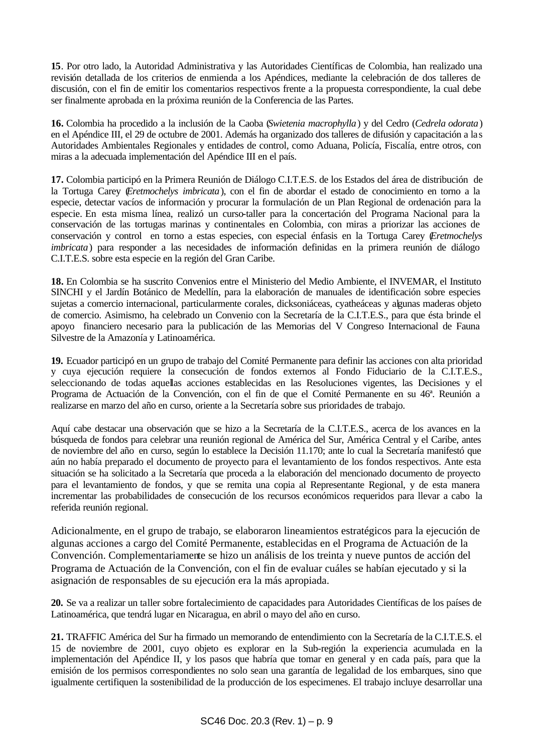**15**. Por otro lado, la Autoridad Administrativa y las Autoridades Científicas de Colombia, han realizado una revisión detallada de los criterios de enmienda a los Apéndices, mediante la celebración de dos talleres de discusión, con el fin de emitir los comentarios respectivos frente a la propuesta correspondiente, la cual debe ser finalmente aprobada en la próxima reunión de la Conferencia de las Partes.

**16.** Colombia ha procedido a la inclusión de la Caoba (*Swietenia macrophylla*) y del Cedro (*Cedrela odorata*) en el Apéndice III, el 29 de octubre de 2001. Además ha organizado dos talleres de difusión y capacitación a las Autoridades Ambientales Regionales y entidades de control, como Aduana, Policía, Fiscalía, entre otros, con miras a la adecuada implementación del Apéndice III en el país.

**17.** Colombia participó en la Primera Reunión de Diálogo C.I.T.E.S. de los Estados del área de distribución de la Tortuga Carey (*Eretmochelys imbricata*), con el fin de abordar el estado de conocimiento en torno a la especie, detectar vacíos de información y procurar la formulación de un Plan Regional de ordenación para la especie. En esta misma línea, realizó un curso-taller para la concertación del Programa Nacional para la conservación de las tortugas marinas y continentales en Colombia, con miras a priorizar las acciones de conservación y control en torno a estas especies, con especial énfasis en la Tortuga Carey (*Eretmochelys imbricata*) para responder a las necesidades de información definidas en la primera reunión de diálogo C.I.T.E.S. sobre esta especie en la región del Gran Caribe.

**18.** En Colombia se ha suscrito Convenios entre el Ministerio del Medio Ambiente, el INVEMAR, el Instituto SINCHI y el Jardín Botánico de Medellín, para la elaboración de manuales de identificación sobre especies sujetas a comercio internacional, particularmente corales, dicksoniáceas, cyatheáceas y algunas maderas objeto de comercio. Asimismo, ha celebrado un Convenio con la Secretaría de la C.I.T.E.S., para que ésta brinde el apoyo financiero necesario para la publicación de las Memorias del V Congreso Internacional de Fauna Silvestre de la Amazonía y Latinoamérica.

**19.** Ecuador participó en un grupo de trabajo del Comité Permanente para definir las acciones con alta prioridad y cuya ejecución requiere la consecución de fondos externos al Fondo Fiduciario de la C.I.T.E.S., seleccionando de todas aquellas acciones establecidas en las Resoluciones vigentes, las Decisiones y el Programa de Actuación de la Convención, con el fin de que el Comité Permanente en su 46ª. Reunión a realizarse en marzo del año en curso, oriente a la Secretaría sobre sus prioridades de trabajo.

Aquí cabe destacar una observación que se hizo a la Secretaría de la C.I.T.E.S., acerca de los avances en la búsqueda de fondos para celebrar una reunión regional de América del Sur, América Central y el Caribe, antes de noviembre del año en curso, según lo establece la Decisión 11.170; ante lo cual la Secretaría manifestó que aún no había preparado el documento de proyecto para el levantamiento de los fondos respectivos. Ante esta situación se ha solicitado a la Secretaría que proceda a la elaboración del mencionado documento de proyecto para el levantamiento de fondos, y que se remita una copia al Representante Regional, y de esta manera incrementar las probabilidades de consecución de los recursos económicos requeridos para llevar a cabo la referida reunión regional.

Adicionalmente, en el grupo de trabajo, se elaboraron lineamientos estratégicos para la ejecución de algunas acciones a cargo del Comité Permanente, establecidas en el Programa de Actuación de la Convención. Complementariamente se hizo un análisis de los treinta y nueve puntos de acción del Programa de Actuación de la Convención, con el fin de evaluar cuáles se habían ejecutado y si la asignación de responsables de su ejecución era la más apropiada.

**20.** Se va a realizar un taller sobre fortalecimiento de capacidades para Autoridades Científicas de los países de Latinoamérica, que tendrá lugar en Nicaragua, en abril o mayo del año en curso.

**21.** TRAFFIC América del Sur ha firmado un memorando de entendimiento con la Secretaría de la C.I.T.E.S. el 15 de noviembre de 2001, cuyo objeto es explorar en la Sub-región la experiencia acumulada en la implementación del Apéndice II, y los pasos que habría que tomar en general y en cada país, para que la emisión de los permisos correspondientes no solo sean una garantía de legalidad de los embarques, sino que igualmente certifiquen la sostenibilidad de la producción de los especimenes. El trabajo incluye desarrollar una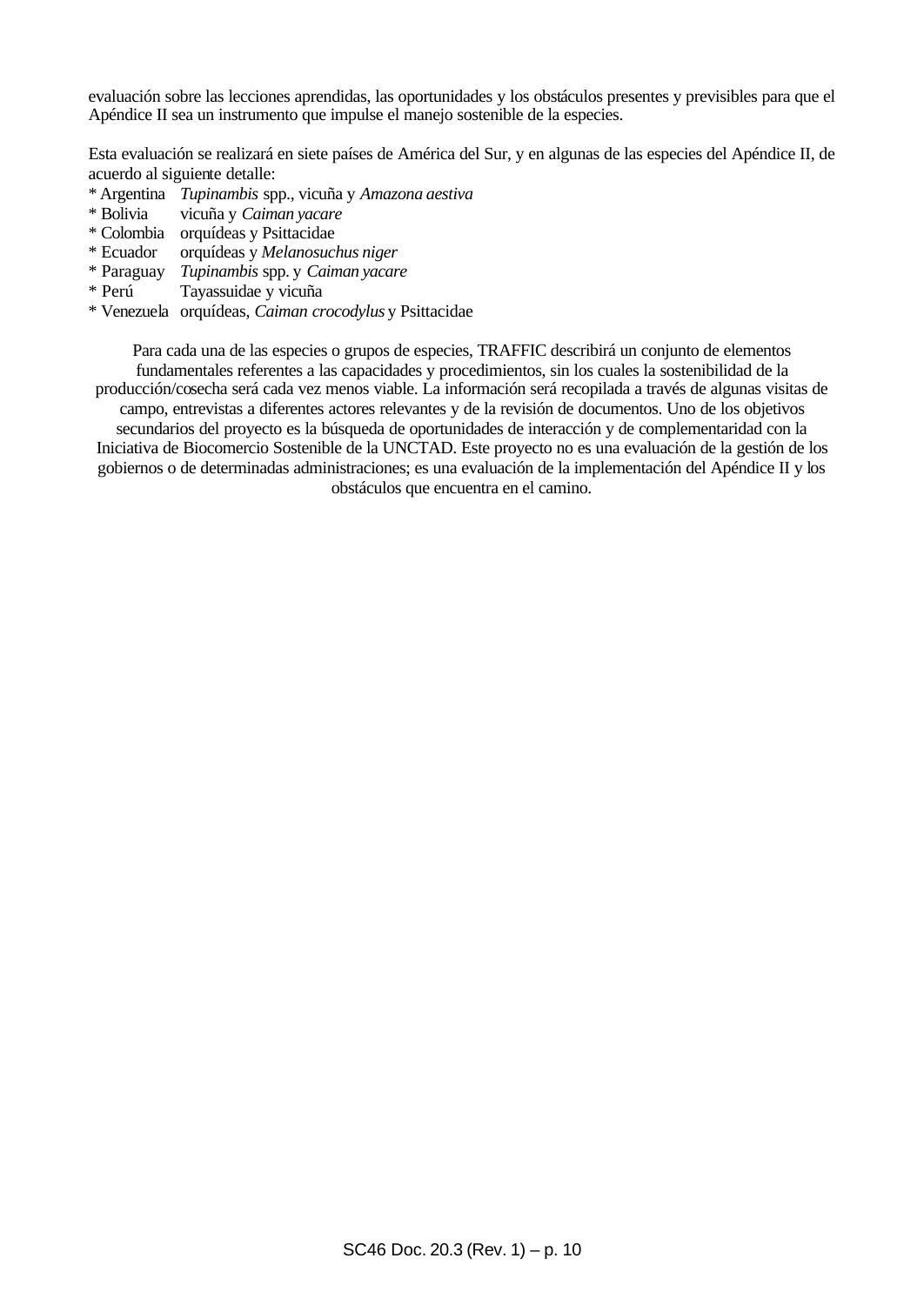evaluación sobre las lecciones aprendidas, las oportunidades y los obstáculos presentes y previsibles para que el Apéndice II sea un instrumento que impulse el manejo sostenible de la especies.

Esta evaluación se realizará en siete países de América del Sur, y en algunas de las especies del Apéndice II, de acuerdo al siguiente detalle:

* Argentina *Tupinambis* spp., vicuña y *Amazona aestiva*
* Bolivia vicuña y *Caiman yacare*
* Colombia orquídeas y Psittacidae
* Ecuador orquídeas y *Melanosuchus niger*
* Paraguay *Tupinambis* spp. y *Caiman yacare*
* Perú Tayassuidae y vicuña
* Venezuela orquídeas, *Caiman crocodylus* y Psittacidae

Para cada una de las especies o grupos de especies, TRAFFIC describirá un conjunto de elementos fundamentales referentes a las capacidades y procedimientos, sin los cuales la sostenibilidad de la producción/cosecha será cada vez menos viable. La información será recopilada a través de algunas visitas de campo, entrevistas a diferentes actores relevantes y de la revisión de documentos. Uno de los objetivos secundarios del proyecto es la búsqueda de oportunidades de interacción y de complementaridad con la Iniciativa de Biocomercio Sostenible de la UNCTAD. Este proyecto no es una evaluación de la gestión de los gobiernos o de determinadas administraciones; es una evaluación de la implementación del Apéndice II y los obstáculos que encuentra en el camino.